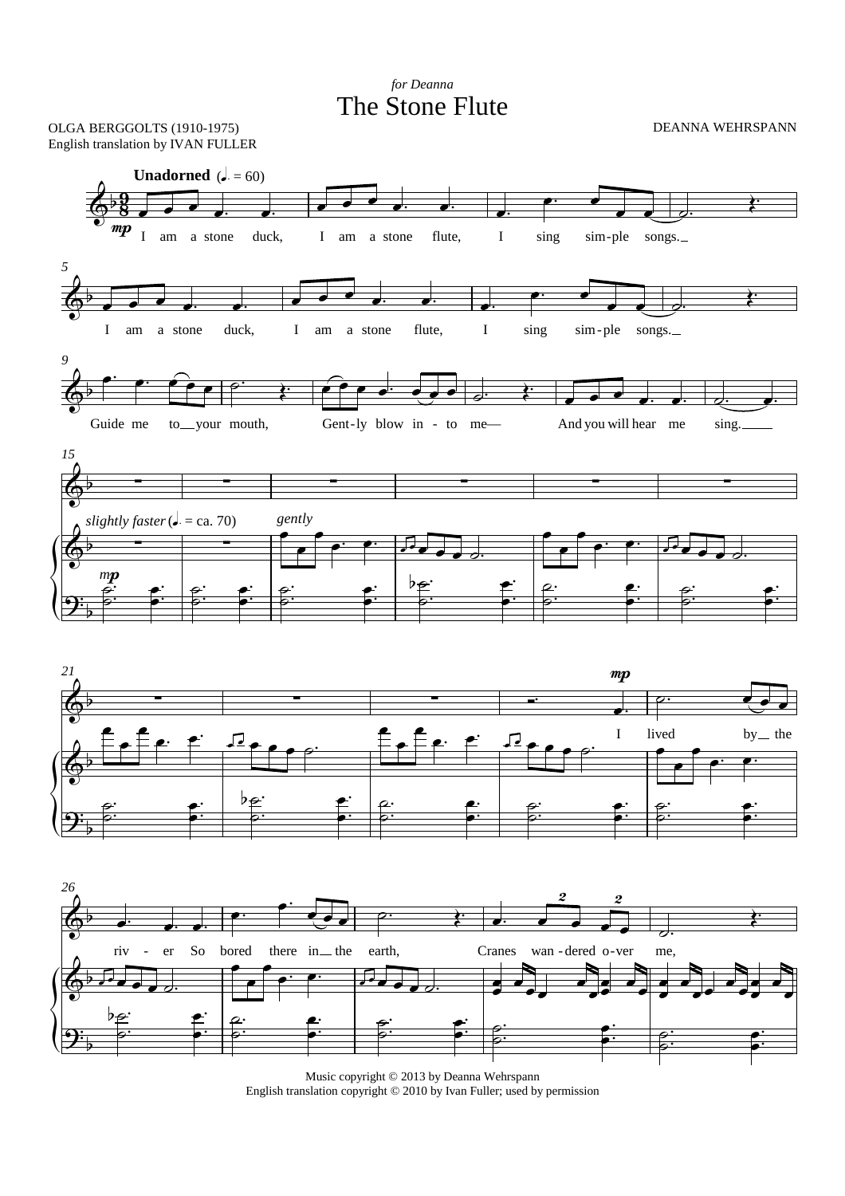*for Deanna*

# The Stone Flute

OLGA BERGGOLTS (1910-1975)
English translation by IVAN FULLER

DEANNA WEHRSPANN

**Unadorned** (♩. = 60)

I am a stone duck, I am a stone flute, I sing sim-ple songs.

I am a stone duck, I am a stone flute, I sing sim-ple songs.

Guide me to your mouth, Gent-ly blow in - to me— And you will hear me sing.

*slightly faster* (♩. = ca. 70) *gently*

I lived by the riv - er So bored there in the earth, Cranes wan - dered o-ver me,

Music copyright © 2013 by Deanna Wehrspann
English translation copyright © 2010 by Ivan Fuller; used by permission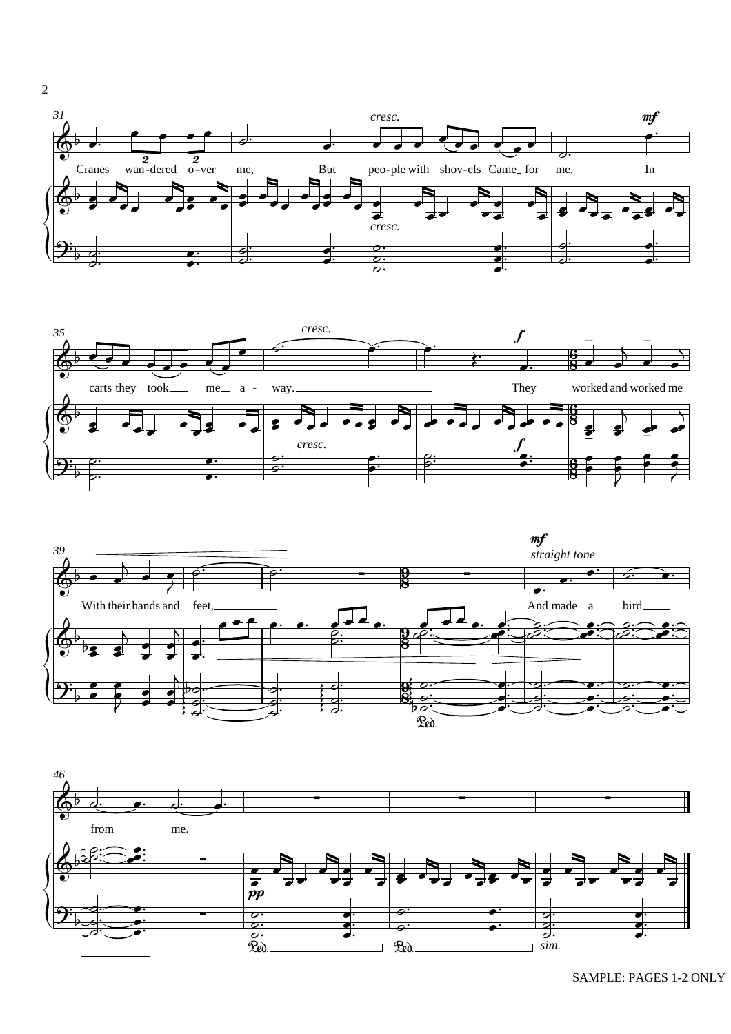SAMPLE: PAGES 1-2 ONLY